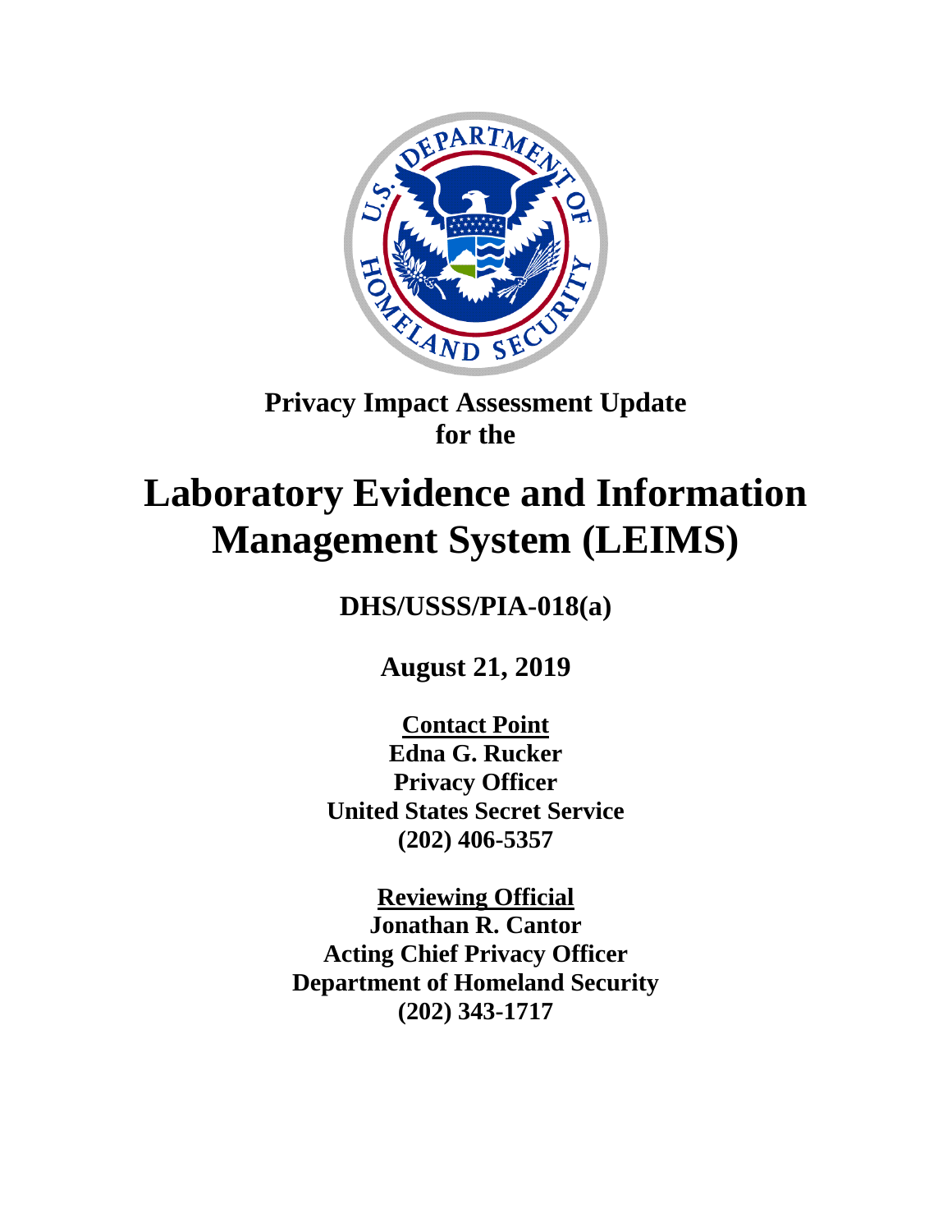**Privacy Impact Assessment Update**
**for the**

# Laboratory Evidence and Information Management System (LEIMS)

**DHS/USSS/PIA-018(a)**

**August 21, 2019**

**Contact Point**
**Edna G. Rucker**
**Privacy Officer**
**United States Secret Service**
**(202) 406-5357**

**Reviewing Official**
**Jonathan R. Cantor**
**Acting Chief Privacy Officer**
**Department of Homeland Security**
**(202) 343-1717**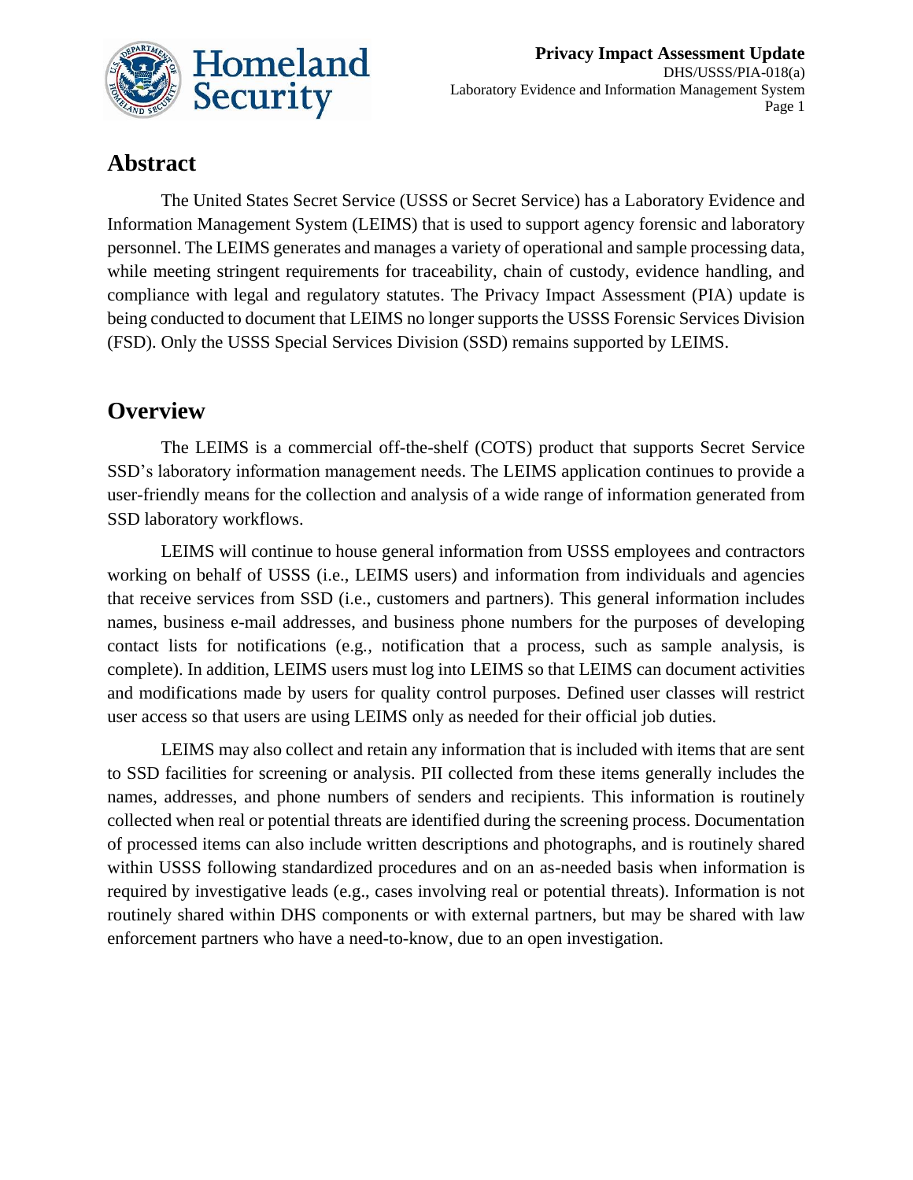## Abstract

The United States Secret Service (USSS or Secret Service) has a Laboratory Evidence and Information Management System (LEIMS) that is used to support agency forensic and laboratory personnel. The LEIMS generates and manages a variety of operational and sample processing data, while meeting stringent requirements for traceability, chain of custody, evidence handling, and compliance with legal and regulatory statutes. The Privacy Impact Assessment (PIA) update is being conducted to document that LEIMS no longer supports the USSS Forensic Services Division (FSD). Only the USSS Special Services Division (SSD) remains supported by LEIMS.

## Overview

The LEIMS is a commercial off-the-shelf (COTS) product that supports Secret Service SSD's laboratory information management needs. The LEIMS application continues to provide a user-friendly means for the collection and analysis of a wide range of information generated from SSD laboratory workflows.

LEIMS will continue to house general information from USSS employees and contractors working on behalf of USSS (i.e., LEIMS users) and information from individuals and agencies that receive services from SSD (i.e., customers and partners). This general information includes names, business e-mail addresses, and business phone numbers for the purposes of developing contact lists for notifications (e.g., notification that a process, such as sample analysis, is complete). In addition, LEIMS users must log into LEIMS so that LEIMS can document activities and modifications made by users for quality control purposes. Defined user classes will restrict user access so that users are using LEIMS only as needed for their official job duties.

LEIMS may also collect and retain any information that is included with items that are sent to SSD facilities for screening or analysis. PII collected from these items generally includes the names, addresses, and phone numbers of senders and recipients. This information is routinely collected when real or potential threats are identified during the screening process. Documentation of processed items can also include written descriptions and photographs, and is routinely shared within USSS following standardized procedures and on an as-needed basis when information is required by investigative leads (e.g., cases involving real or potential threats). Information is not routinely shared within DHS components or with external partners, but may be shared with law enforcement partners who have a need-to-know, due to an open investigation.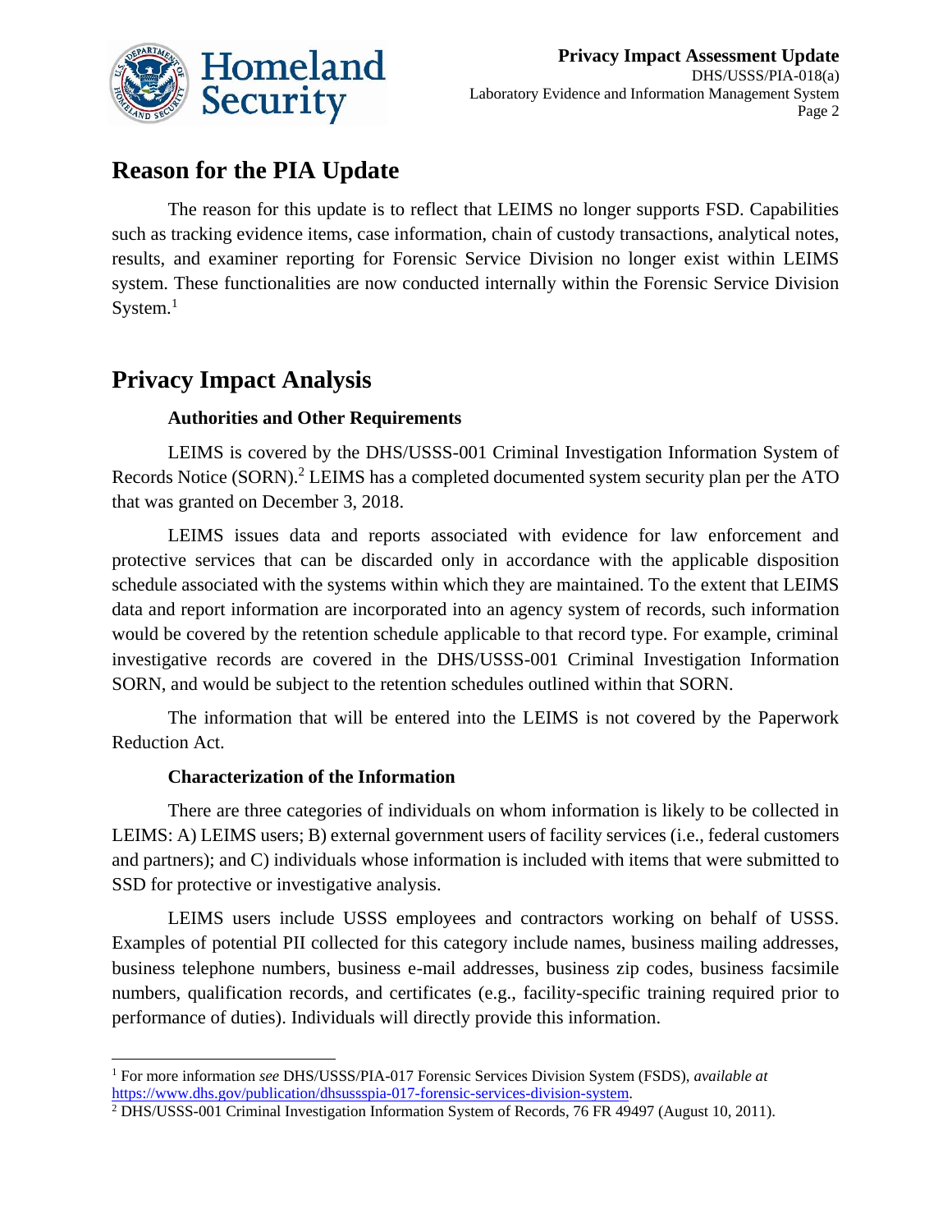## Reason for the PIA Update

The reason for this update is to reflect that LEIMS no longer supports FSD. Capabilities such as tracking evidence items, case information, chain of custody transactions, analytical notes, results, and examiner reporting for Forensic Service Division no longer exist within LEIMS system. These functionalities are now conducted internally within the Forensic Service Division System.[1]

## Privacy Impact Analysis

### Authorities and Other Requirements

LEIMS is covered by the DHS/USSS-001 Criminal Investigation Information System of Records Notice (SORN).[2] LEIMS has a completed documented system security plan per the ATO that was granted on December 3, 2018.

LEIMS issues data and reports associated with evidence for law enforcement and protective services that can be discarded only in accordance with the applicable disposition schedule associated with the systems within which they are maintained. To the extent that LEIMS data and report information are incorporated into an agency system of records, such information would be covered by the retention schedule applicable to that record type. For example, criminal investigative records are covered in the DHS/USSS-001 Criminal Investigation Information SORN, and would be subject to the retention schedules outlined within that SORN.

The information that will be entered into the LEIMS is not covered by the Paperwork Reduction Act.

### Characterization of the Information

There are three categories of individuals on whom information is likely to be collected in LEIMS: A) LEIMS users; B) external government users of facility services (i.e., federal customers and partners); and C) individuals whose information is included with items that were submitted to SSD for protective or investigative analysis.

LEIMS users include USSS employees and contractors working on behalf of USSS. Examples of potential PII collected for this category include names, business mailing addresses, business telephone numbers, business e-mail addresses, business zip codes, business facsimile numbers, qualification records, and certificates (e.g., facility-specific training required prior to performance of duties). Individuals will directly provide this information.

---

[1] For more information *see* DHS/USSS/PIA-017 Forensic Services Division System (FSDS), *available at* https://www.dhs.gov/publication/dhsusssspia-017-forensic-services-division-system.

[2] DHS/USSS-001 Criminal Investigation Information System of Records, 76 FR 49497 (August 10, 2011).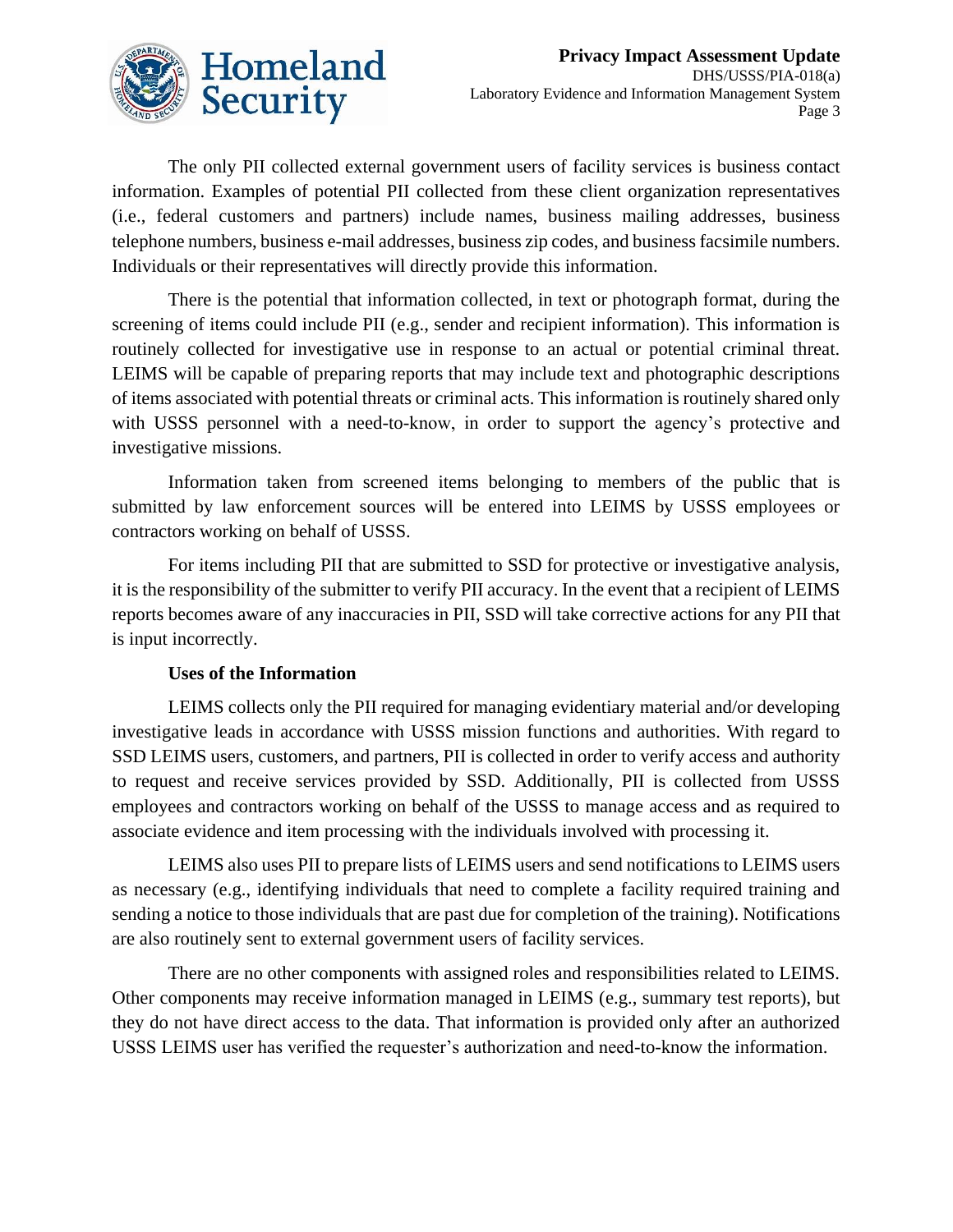The only PII collected external government users of facility services is business contact information. Examples of potential PII collected from these client organization representatives (i.e., federal customers and partners) include names, business mailing addresses, business telephone numbers, business e-mail addresses, business zip codes, and business facsimile numbers. Individuals or their representatives will directly provide this information.

There is the potential that information collected, in text or photograph format, during the screening of items could include PII (e.g., sender and recipient information). This information is routinely collected for investigative use in response to an actual or potential criminal threat. LEIMS will be capable of preparing reports that may include text and photographic descriptions of items associated with potential threats or criminal acts. This information is routinely shared only with USSS personnel with a need-to-know, in order to support the agency's protective and investigative missions.

Information taken from screened items belonging to members of the public that is submitted by law enforcement sources will be entered into LEIMS by USSS employees or contractors working on behalf of USSS.

For items including PII that are submitted to SSD for protective or investigative analysis, it is the responsibility of the submitter to verify PII accuracy. In the event that a recipient of LEIMS reports becomes aware of any inaccuracies in PII, SSD will take corrective actions for any PII that is input incorrectly.

**Uses of the Information**

LEIMS collects only the PII required for managing evidentiary material and/or developing investigative leads in accordance with USSS mission functions and authorities. With regard to SSD LEIMS users, customers, and partners, PII is collected in order to verify access and authority to request and receive services provided by SSD. Additionally, PII is collected from USSS employees and contractors working on behalf of the USSS to manage access and as required to associate evidence and item processing with the individuals involved with processing it.

LEIMS also uses PII to prepare lists of LEIMS users and send notifications to LEIMS users as necessary (e.g., identifying individuals that need to complete a facility required training and sending a notice to those individuals that are past due for completion of the training). Notifications are also routinely sent to external government users of facility services.

There are no other components with assigned roles and responsibilities related to LEIMS. Other components may receive information managed in LEIMS (e.g., summary test reports), but they do not have direct access to the data. That information is provided only after an authorized USSS LEIMS user has verified the requester's authorization and need-to-know the information.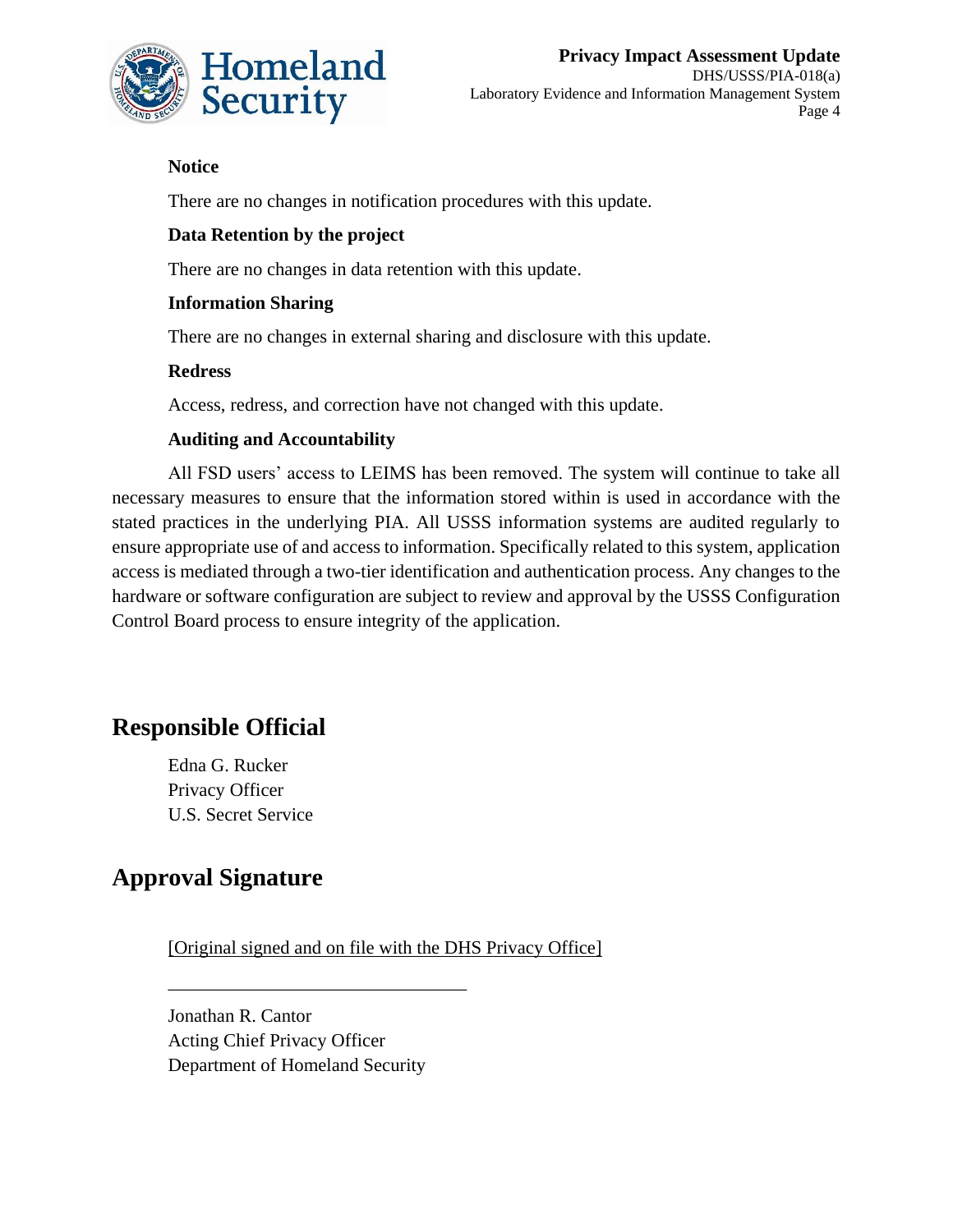**Notice**

There are no changes in notification procedures with this update.

**Data Retention by the project**

There are no changes in data retention with this update.

**Information Sharing**

There are no changes in external sharing and disclosure with this update.

**Redress**

Access, redress, and correction have not changed with this update.

**Auditing and Accountability**

All FSD users' access to LEIMS has been removed. The system will continue to take all necessary measures to ensure that the information stored within is used in accordance with the stated practices in the underlying PIA. All USSS information systems are audited regularly to ensure appropriate use of and access to information. Specifically related to this system, application access is mediated through a two-tier identification and authentication process. Any changes to the hardware or software configuration are subject to review and approval by the USSS Configuration Control Board process to ensure integrity of the application.

## Responsible Official

Edna G. Rucker
Privacy Officer
U.S. Secret Service

## Approval Signature

[Original signed and on file with the DHS Privacy Office]

\_\_\_\_\_\_\_\_\_\_\_\_\_\_\_\_\_\_\_\_\_\_\_\_\_\_\_\_\_\_\_\_

Jonathan R. Cantor
Acting Chief Privacy Officer
Department of Homeland Security